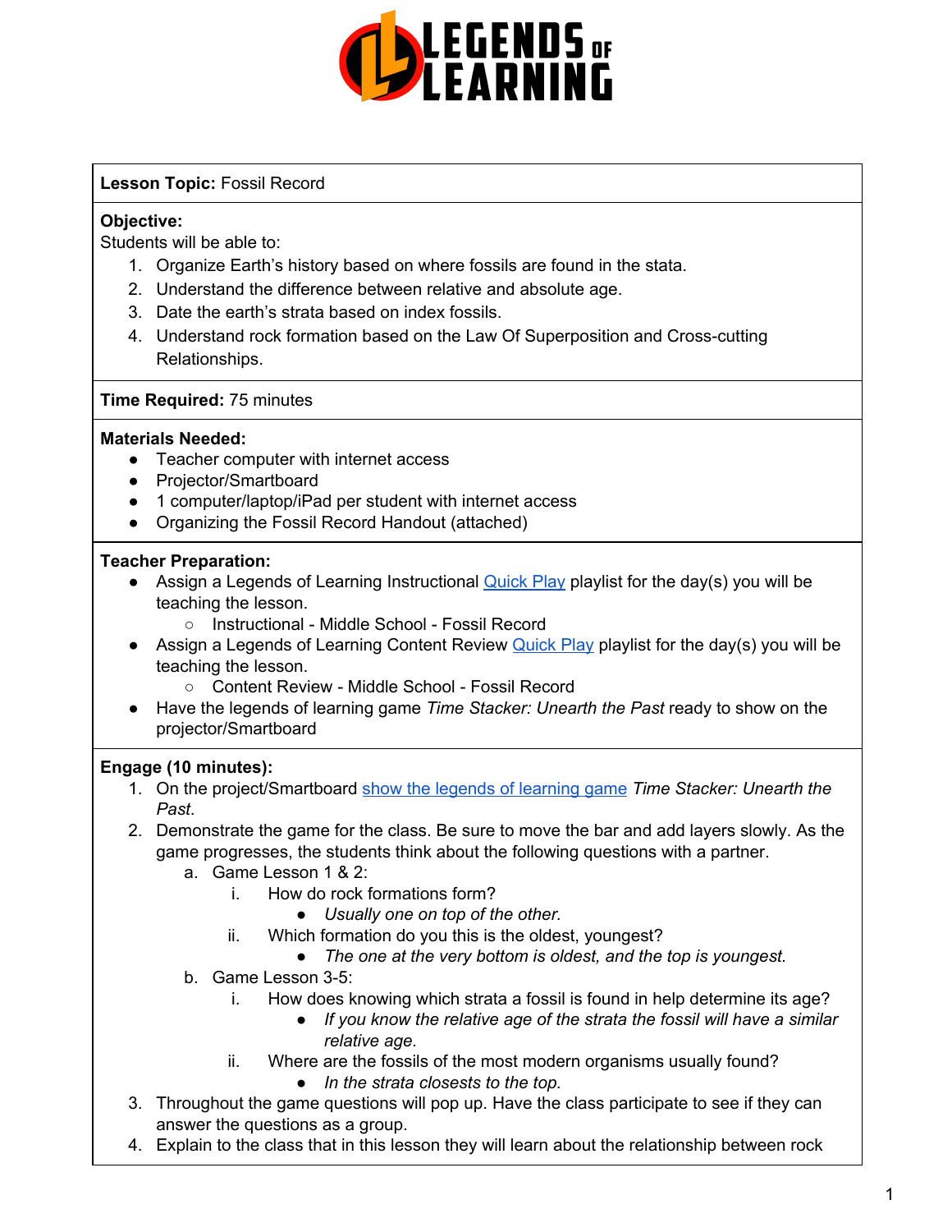**Lesson Topic:** Fossil Record

**Objective:**
Students will be able to:

1. Organize Earth's history based on where fossils are found in the stata.
2. Understand the difference between relative and absolute age.
3. Date the earth's strata based on index fossils.
4. Understand rock formation based on the Law Of Superposition and Cross-cutting Relationships.

**Time Required:** 75 minutes

**Materials Needed:**

- Teacher computer with internet access
- Projector/Smartboard
- 1 computer/laptop/iPad per student with internet access
- Organizing the Fossil Record Handout (attached)

**Teacher Preparation:**

- Assign a Legends of Learning Instructional Quick Play playlist for the day(s) you will be teaching the lesson.
  - Instructional - Middle School - Fossil Record
- Assign a Legends of Learning Content Review Quick Play playlist for the day(s) you will be teaching the lesson.
  - Content Review - Middle School - Fossil Record
- Have the legends of learning game *Time Stacker: Unearth the Past* ready to show on the projector/Smartboard

**Engage (10 minutes):**

1. On the project/Smartboard show the legends of learning game *Time Stacker: Unearth the Past*.
2. Demonstrate the game for the class. Be sure to move the bar and add layers slowly. As the game progresses, the students think about the following questions with a partner.
   a. Game Lesson 1 & 2:
      i. How do rock formations form?
         - *Usually one on top of the other.*
      ii. Which formation do you this is the oldest, youngest?
         - *The one at the very bottom is oldest, and the top is youngest.*
   b. Game Lesson 3-5:
      i. How does knowing which strata a fossil is found in help determine its age?
         - *If you know the relative age of the strata the fossil will have a similar relative age.*
      ii. Where are the fossils of the most modern organisms usually found?
         - *In the strata closests to the top.*
3. Throughout the game questions will pop up. Have the class participate to see if they can answer the questions as a group.
4. Explain to the class that in this lesson they will learn about the relationship between rock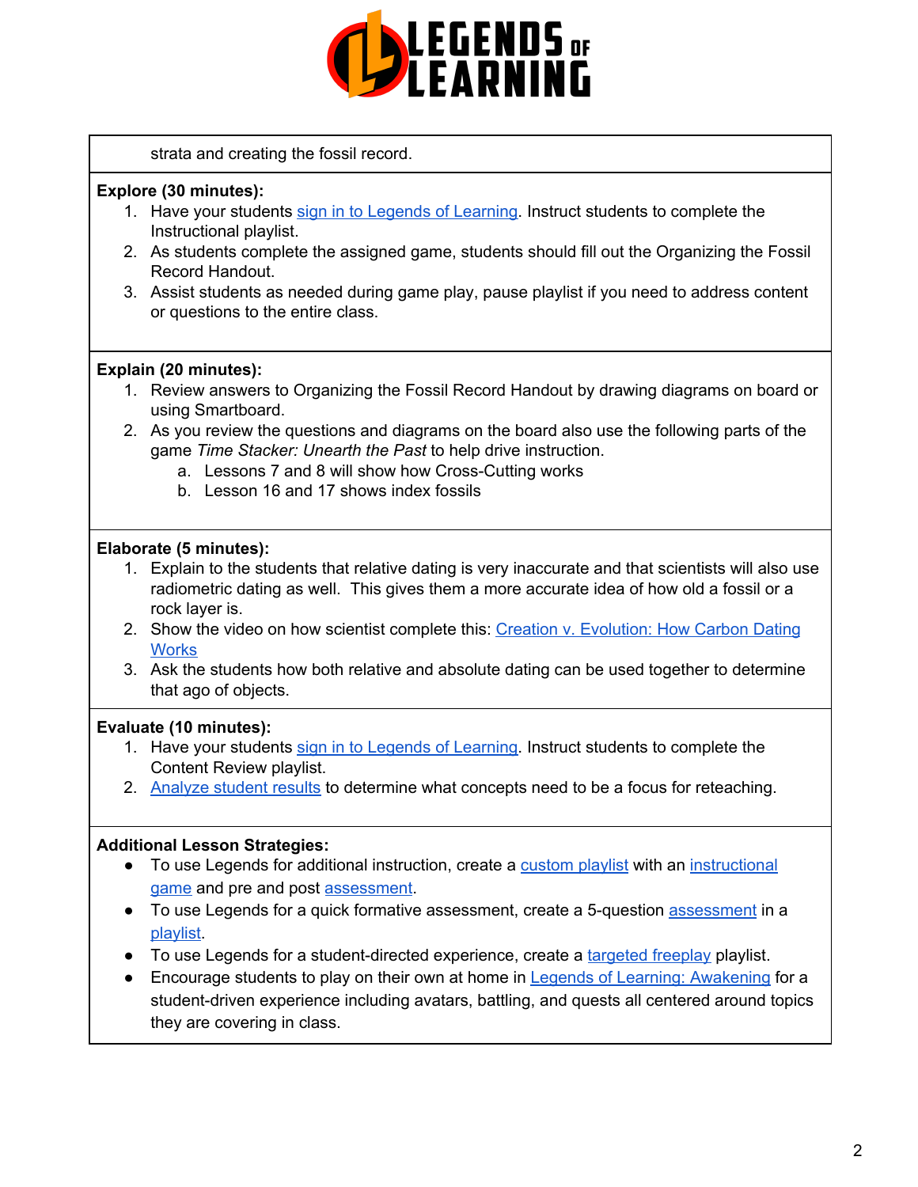strata and creating the fossil record.

**Explore (30 minutes):**

1. Have your students sign in to Legends of Learning. Instruct students to complete the Instructional playlist.
2. As students complete the assigned game, students should fill out the Organizing the Fossil Record Handout.
3. Assist students as needed during game play, pause playlist if you need to address content or questions to the entire class.

**Explain (20 minutes):**

1. Review answers to Organizing the Fossil Record Handout by drawing diagrams on board or using Smartboard.
2. As you review the questions and diagrams on the board also use the following parts of the game *Time Stacker: Unearth the Past* to help drive instruction.
   a. Lessons 7 and 8 will show how Cross-Cutting works
   b. Lesson 16 and 17 shows index fossils

**Elaborate (5 minutes):**

1. Explain to the students that relative dating is very inaccurate and that scientists will also use radiometric dating as well. This gives them a more accurate idea of how old a fossil or a rock layer is.
2. Show the video on how scientist complete this: Creation v. Evolution: How Carbon Dating Works
3. Ask the students how both relative and absolute dating can be used together to determine that ago of objects.

**Evaluate (10 minutes):**

1. Have your students sign in to Legends of Learning. Instruct students to complete the Content Review playlist.
2. Analyze student results to determine what concepts need to be a focus for reteaching.

**Additional Lesson Strategies:**

- To use Legends for additional instruction, create a custom playlist with an instructional game and pre and post assessment.
- To use Legends for a quick formative assessment, create a 5-question assessment in a playlist.
- To use Legends for a student-directed experience, create a targeted freeplay playlist.
- Encourage students to play on their own at home in Legends of Learning: Awakening for a student-driven experience including avatars, battling, and quests all centered around topics they are covering in class.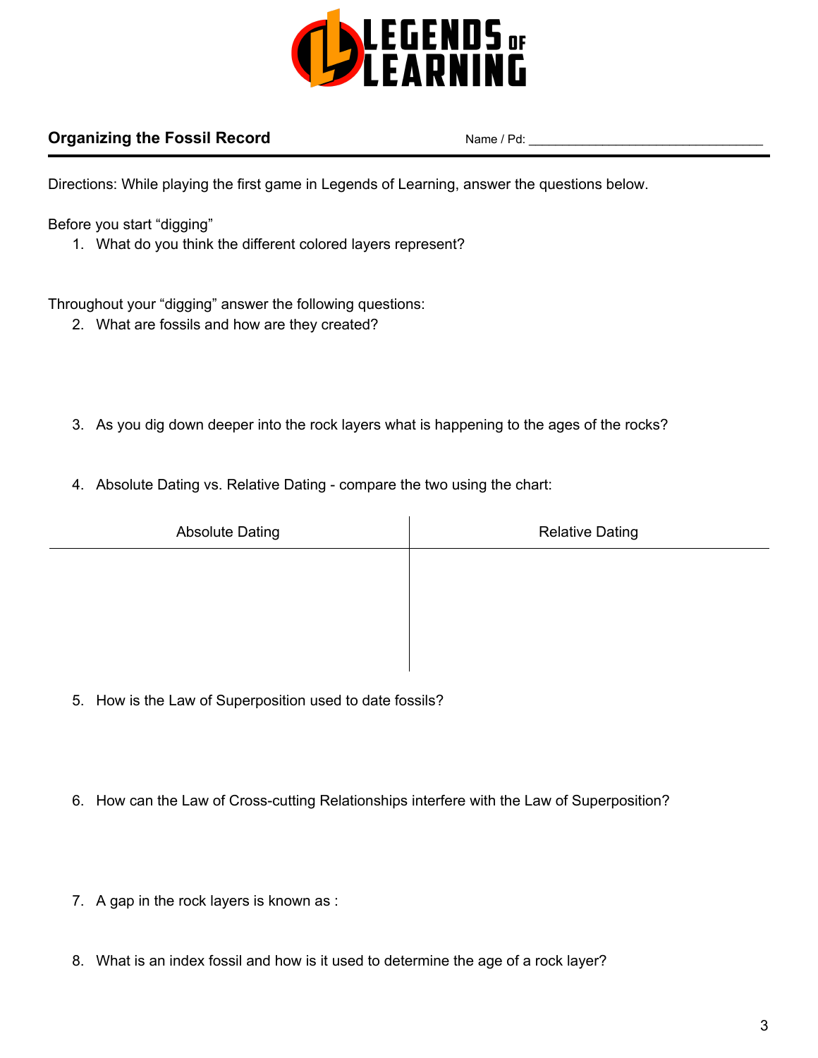LEGENDS OF LEARNING

## Organizing the Fossil Record

Name / Pd: ___________________________________

Directions: While playing the first game in Legends of Learning, answer the questions below.

Before you start "digging"

1. What do you think the different colored layers represent?

Throughout your "digging" answer the following questions:

2. What are fossils and how are they created?

3. As you dig down deeper into the rock layers what is happening to the ages of the rocks?

4. Absolute Dating vs. Relative Dating - compare the two using the chart:

| Absolute Dating | Relative Dating |
| --- | --- |
| | |

5. How is the Law of Superposition used to date fossils?

6. How can the Law of Cross-cutting Relationships interfere with the Law of Superposition?

7. A gap in the rock layers is known as :

8. What is an index fossil and how is it used to determine the age of a rock layer?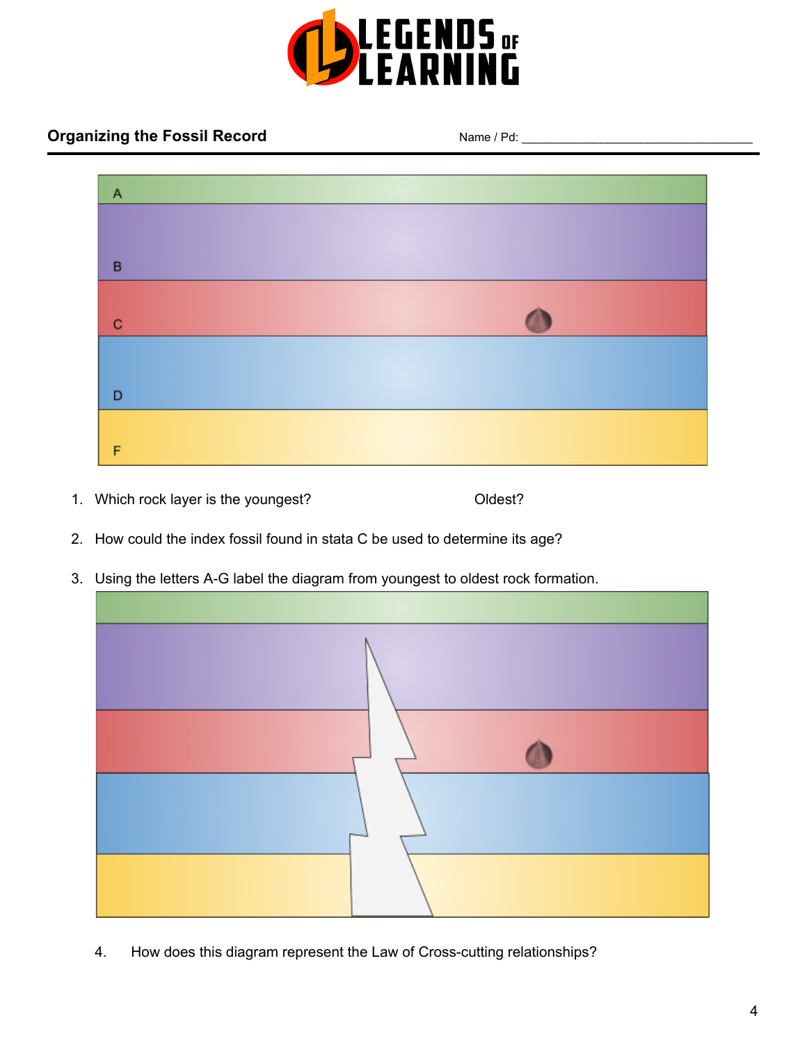## Organizing the Fossil Record

Name / Pd: ___________________________________

A

B

C

D

F

1. Which rock layer is the youngest? Oldest?
2. How could the index fossil found in stata C be used to determine its age?
3. Using the letters A-G label the diagram from youngest to oldest rock formation.

4. How does this diagram represent the Law of Cross-cutting relationships?